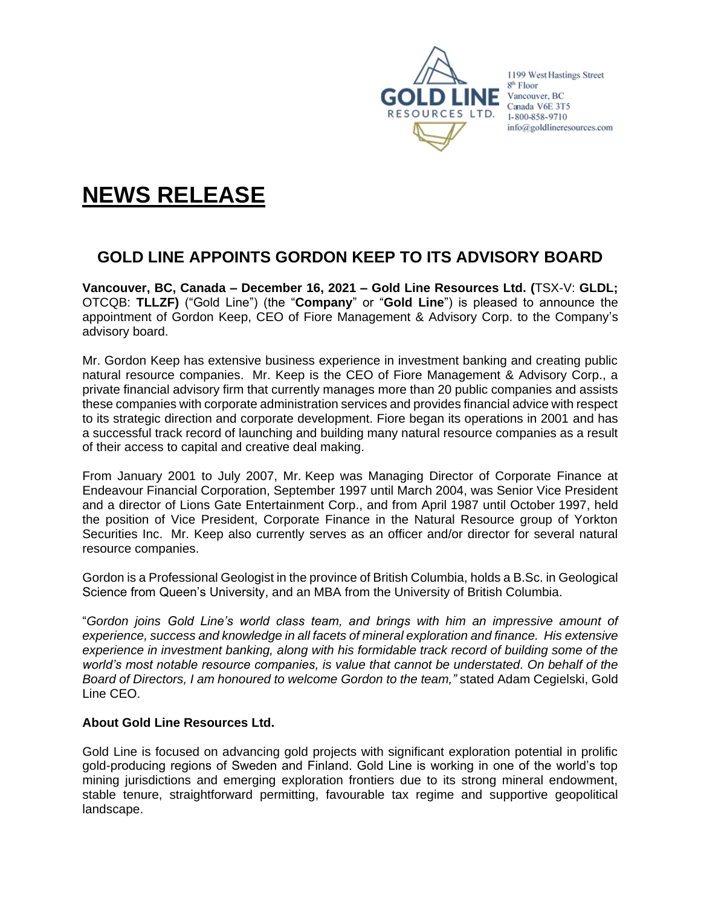GOLD LINE RESOURCES LTD.

1199 West Hastings Street
8th Floor
Vancouver, BC
Canada V6E 3T5
1-800-858-9710
info@goldlineresources.com

# NEWS RELEASE

## GOLD LINE APPOINTS GORDON KEEP TO ITS ADVISORY BOARD

**Vancouver, BC, Canada – December 16, 2021 – Gold Line Resources Ltd. (**TSX-V: **GLDL;** OTCQB: **TLLZF)** ("Gold Line") (the "**Company**" or "**Gold Line**") is pleased to announce the appointment of Gordon Keep, CEO of Fiore Management & Advisory Corp. to the Company's advisory board.

Mr. Gordon Keep has extensive business experience in investment banking and creating public natural resource companies. Mr. Keep is the CEO of Fiore Management & Advisory Corp., a private financial advisory firm that currently manages more than 20 public companies and assists these companies with corporate administration services and provides financial advice with respect to its strategic direction and corporate development. Fiore began its operations in 2001 and has a successful track record of launching and building many natural resource companies as a result of their access to capital and creative deal making.

From January 2001 to July 2007, Mr. Keep was Managing Director of Corporate Finance at Endeavour Financial Corporation, September 1997 until March 2004, was Senior Vice President and a director of Lions Gate Entertainment Corp., and from April 1987 until October 1997, held the position of Vice President, Corporate Finance in the Natural Resource group of Yorkton Securities Inc. Mr. Keep also currently serves as an officer and/or director for several natural resource companies.

Gordon is a Professional Geologist in the province of British Columbia, holds a B.Sc. in Geological Science from Queen's University, and an MBA from the University of British Columbia.

"*Gordon joins Gold Line's world class team, and brings with him an impressive amount of experience, success and knowledge in all facets of mineral exploration and finance. His extensive experience in investment banking, along with his formidable track record of building some of the world's most notable resource companies, is value that cannot be understated. On behalf of the Board of Directors, I am honoured to welcome Gordon to the team,"* stated Adam Cegielski, Gold Line CEO.

**About Gold Line Resources Ltd.**

Gold Line is focused on advancing gold projects with significant exploration potential in prolific gold-producing regions of Sweden and Finland. Gold Line is working in one of the world's top mining jurisdictions and emerging exploration frontiers due to its strong mineral endowment, stable tenure, straightforward permitting, favourable tax regime and supportive geopolitical landscape.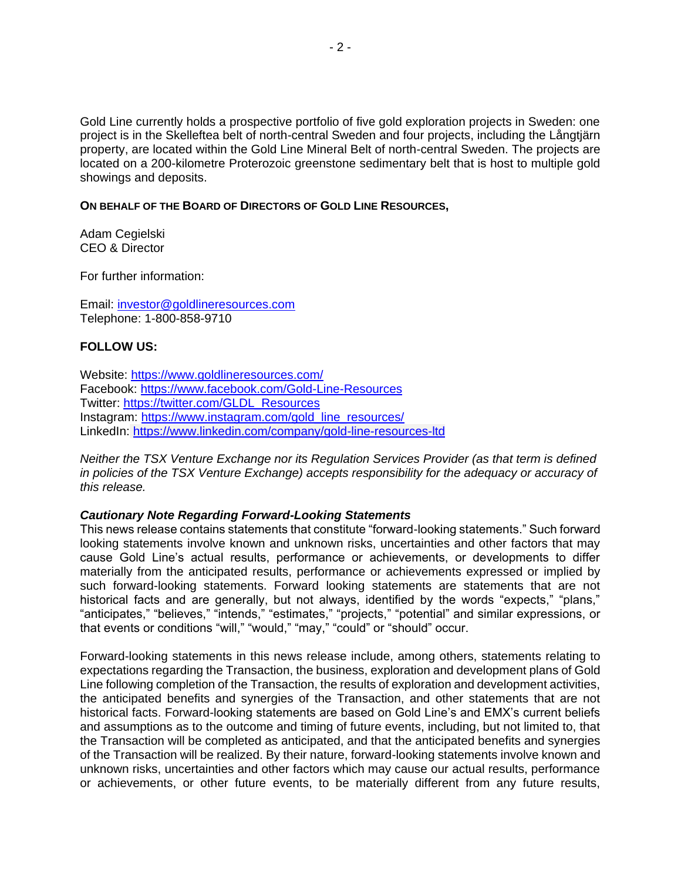Gold Line currently holds a prospective portfolio of five gold exploration projects in Sweden: one project is in the Skelleftea belt of north-central Sweden and four projects, including the Långtjärn property, are located within the Gold Line Mineral Belt of north-central Sweden. The projects are located on a 200-kilometre Proterozoic greenstone sedimentary belt that is host to multiple gold showings and deposits.

**ON BEHALF OF THE BOARD OF DIRECTORS OF GOLD LINE RESOURCES,**

Adam Cegielski
CEO & Director

For further information:

Email: investor@goldlineresources.com
Telephone: 1-800-858-9710

**FOLLOW US:**

Website: https://www.goldlineresources.com/
Facebook: https://www.facebook.com/Gold-Line-Resources
Twitter: https://twitter.com/GLDL_Resources
Instagram: https://www.instagram.com/gold_line_resources/
LinkedIn: https://www.linkedin.com/company/gold-line-resources-ltd

*Neither the TSX Venture Exchange nor its Regulation Services Provider (as that term is defined in policies of the TSX Venture Exchange) accepts responsibility for the adequacy or accuracy of this release.*

***Cautionary Note Regarding Forward-Looking Statements***

This news release contains statements that constitute "forward-looking statements." Such forward looking statements involve known and unknown risks, uncertainties and other factors that may cause Gold Line's actual results, performance or achievements, or developments to differ materially from the anticipated results, performance or achievements expressed or implied by such forward-looking statements. Forward looking statements are statements that are not historical facts and are generally, but not always, identified by the words "expects," "plans," "anticipates," "believes," "intends," "estimates," "projects," "potential" and similar expressions, or that events or conditions "will," "would," "may," "could" or "should" occur.

Forward-looking statements in this news release include, among others, statements relating to expectations regarding the Transaction, the business, exploration and development plans of Gold Line following completion of the Transaction, the results of exploration and development activities, the anticipated benefits and synergies of the Transaction, and other statements that are not historical facts. Forward-looking statements are based on Gold Line's and EMX's current beliefs and assumptions as to the outcome and timing of future events, including, but not limited to, that the Transaction will be completed as anticipated, and that the anticipated benefits and synergies of the Transaction will be realized. By their nature, forward-looking statements involve known and unknown risks, uncertainties and other factors which may cause our actual results, performance or achievements, or other future events, to be materially different from any future results,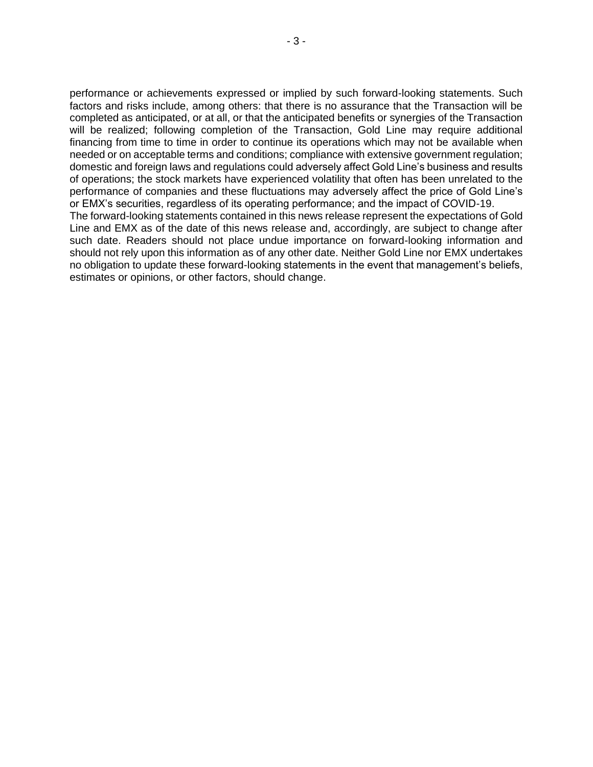performance or achievements expressed or implied by such forward-looking statements. Such factors and risks include, among others: that there is no assurance that the Transaction will be completed as anticipated, or at all, or that the anticipated benefits or synergies of the Transaction will be realized; following completion of the Transaction, Gold Line may require additional financing from time to time in order to continue its operations which may not be available when needed or on acceptable terms and conditions; compliance with extensive government regulation; domestic and foreign laws and regulations could adversely affect Gold Line's business and results of operations; the stock markets have experienced volatility that often has been unrelated to the performance of companies and these fluctuations may adversely affect the price of Gold Line's or EMX's securities, regardless of its operating performance; and the impact of COVID-19.

The forward-looking statements contained in this news release represent the expectations of Gold Line and EMX as of the date of this news release and, accordingly, are subject to change after such date. Readers should not place undue importance on forward-looking information and should not rely upon this information as of any other date. Neither Gold Line nor EMX undertakes no obligation to update these forward-looking statements in the event that management's beliefs, estimates or opinions, or other factors, should change.